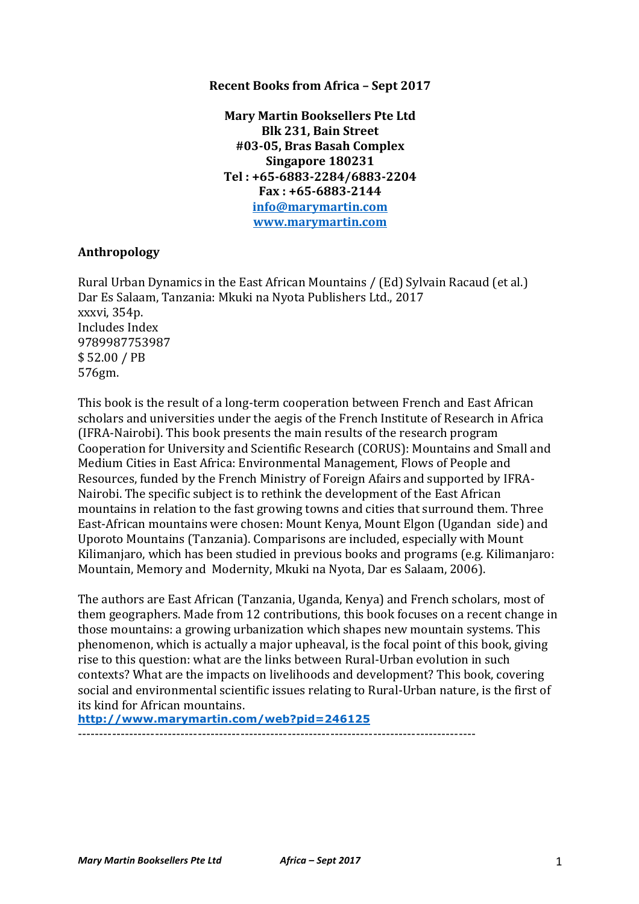**Recent Books from Africa – Sept 2017**

**Mary Martin Booksellers Pte Ltd**
**Blk 231, Bain Street**
**#03-05, Bras Basah Complex**
**Singapore 180231**
**Tel : +65-6883-2284/6883-2204**
**Fax : +65-6883-2144**
**[info@marymartin.com](mailto:info@marymartin.com)**
**[www.marymartin.com](http://www.marymartin.com)**

## Anthropology

Rural Urban Dynamics in the East African Mountains / (Ed) Sylvain Racaud (et al.)
Dar Es Salaam, Tanzania: Mkuki na Nyota Publishers Ltd., 2017
xxxvi, 354p.
Includes Index
9789987753987
$ 52.00 / PB
576gm.

This book is the result of a long-term cooperation between French and East African scholars and universities under the aegis of the French Institute of Research in Africa (IFRA-Nairobi). This book presents the main results of the research program Cooperation for University and Scientific Research (CORUS): Mountains and Small and Medium Cities in East Africa: Environmental Management, Flows of People and Resources, funded by the French Ministry of Foreign Afairs and supported by IFRA-Nairobi. The specific subject is to rethink the development of the East African mountains in relation to the fast growing towns and cities that surround them. Three East-African mountains were chosen: Mount Kenya, Mount Elgon (Ugandan side) and Uporoto Mountains (Tanzania). Comparisons are included, especially with Mount Kilimanjaro, which has been studied in previous books and programs (e.g. Kilimanjaro: Mountain, Memory and Modernity, Mkuki na Nyota, Dar es Salaam, 2006).

The authors are East African (Tanzania, Uganda, Kenya) and French scholars, most of them geographers. Made from 12 contributions, this book focuses on a recent change in those mountains: a growing urbanization which shapes new mountain systems. This phenomenon, which is actually a major upheaval, is the focal point of this book, giving rise to this question: what are the links between Rural-Urban evolution in such contexts? What are the impacts on livelihoods and development? This book, covering social and environmental scientific issues relating to Rural-Urban nature, is the first of its kind for African mountains.
**[http://www.marymartin.com/web?pid=246125](http://www.marymartin.com/web?pid=246125)**

----------------------------------------------------------------------------------------------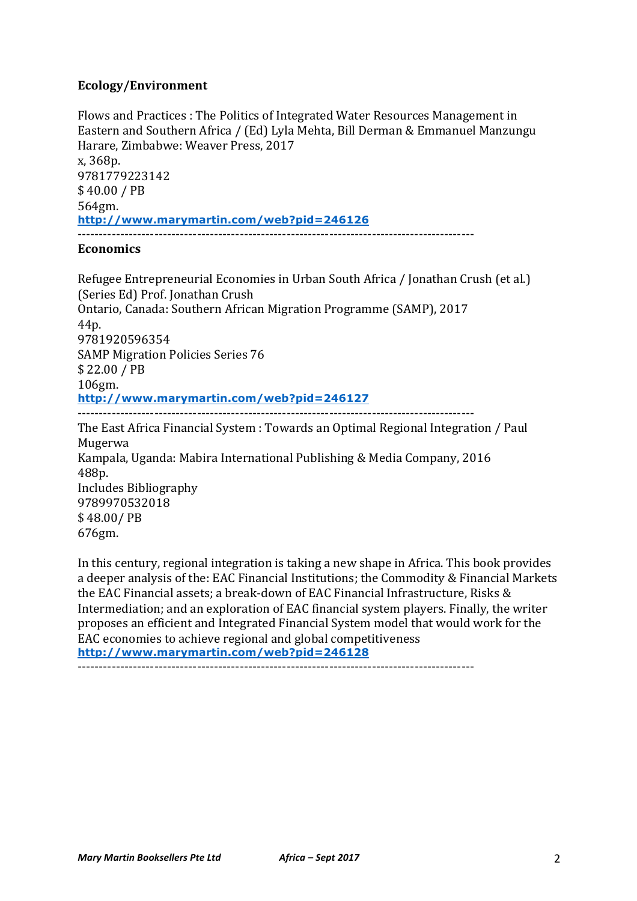**Ecology/Environment**

Flows and Practices : The Politics of Integrated Water Resources Management in Eastern and Southern Africa / (Ed) Lyla Mehta, Bill Derman & Emmanuel Manzungu
Harare, Zimbabwe: Weaver Press, 2017
x, 368p.
9781779223142
$ 40.00 / PB
564gm.
**http://www.marymartin.com/web?pid=246126**

-----------------------------------------------------------------------------------------

**Economics**

Refugee Entrepreneurial Economies in Urban South Africa / Jonathan Crush (et al.)
(Series Ed) Prof. Jonathan Crush
Ontario, Canada: Southern African Migration Programme (SAMP), 2017
44p.
9781920596354
SAMP Migration Policies Series 76
$ 22.00 / PB
106gm.
**http://www.marymartin.com/web?pid=246127**

-----------------------------------------------------------------------------------------

The East Africa Financial System : Towards an Optimal Regional Integration / Paul Mugerwa
Kampala, Uganda: Mabira International Publishing & Media Company, 2016
488p.
Includes Bibliography
9789970532018
$ 48.00/ PB
676gm.

In this century, regional integration is taking a new shape in Africa. This book provides a deeper analysis of the: EAC Financial Institutions; the Commodity & Financial Markets the EAC Financial assets; a break-down of EAC Financial Infrastructure, Risks & Intermediation; and an exploration of EAC financial system players. Finally, the writer proposes an efficient and Integrated Financial System model that would work for the EAC economies to achieve regional and global competitiveness
**http://www.marymartin.com/web?pid=246128**

-----------------------------------------------------------------------------------------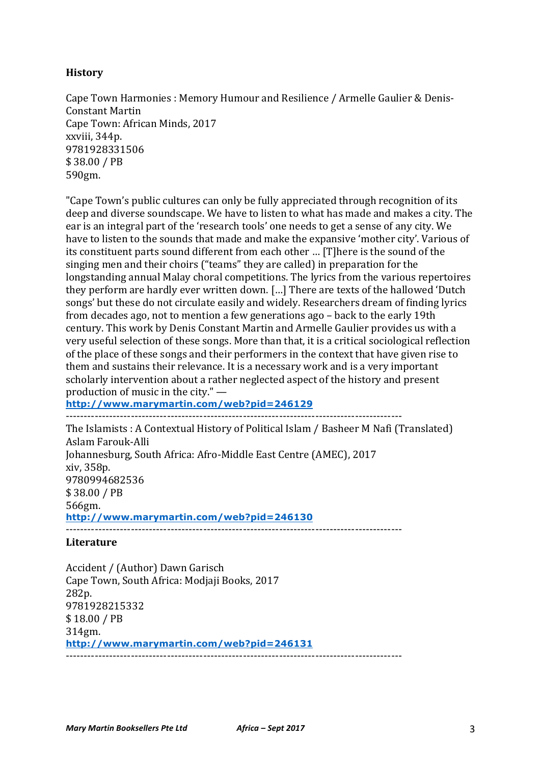## History

Cape Town Harmonies : Memory Humour and Resilience / Armelle Gaulier & Denis-Constant Martin
Cape Town: African Minds, 2017
xxviii, 344p.
9781928331506
$ 38.00 / PB
590gm.

"Cape Town's public cultures can only be fully appreciated through recognition of its deep and diverse soundscape. We have to listen to what has made and makes a city. The ear is an integral part of the 'research tools' one needs to get a sense of any city. We have to listen to the sounds that made and make the expansive 'mother city'. Various of its constituent parts sound different from each other … [T]here is the sound of the singing men and their choirs ("teams" they are called) in preparation for the longstanding annual Malay choral competitions. The lyrics from the various repertoires they perform are hardly ever written down. […] There are texts of the hallowed 'Dutch songs' but these do not circulate easily and widely. Researchers dream of finding lyrics from decades ago, not to mention a few generations ago – back to the early 19th century. This work by Denis Constant Martin and Armelle Gaulier provides us with a very useful selection of these songs. More than that, it is a critical sociological reflection of the place of these songs and their performers in the context that have given rise to them and sustains their relevance. It is a necessary work and is a very important scholarly intervention about a rather neglected aspect of the history and present production of music in the city." —
**http://www.marymartin.com/web?pid=246129**

---

The Islamists : A Contextual History of Political Islam / Basheer M Nafi (Translated) Aslam Farouk-Alli
Johannesburg, South Africa: Afro-Middle East Centre (AMEC), 2017
xiv, 358p.
9780994682536
$ 38.00 / PB
566gm.
**http://www.marymartin.com/web?pid=246130**

---

## Literature

Accident / (Author) Dawn Garisch
Cape Town, South Africa: Modjaji Books, 2017
282p.
9781928215332
$ 18.00 / PB
314gm.
**http://www.marymartin.com/web?pid=246131**

---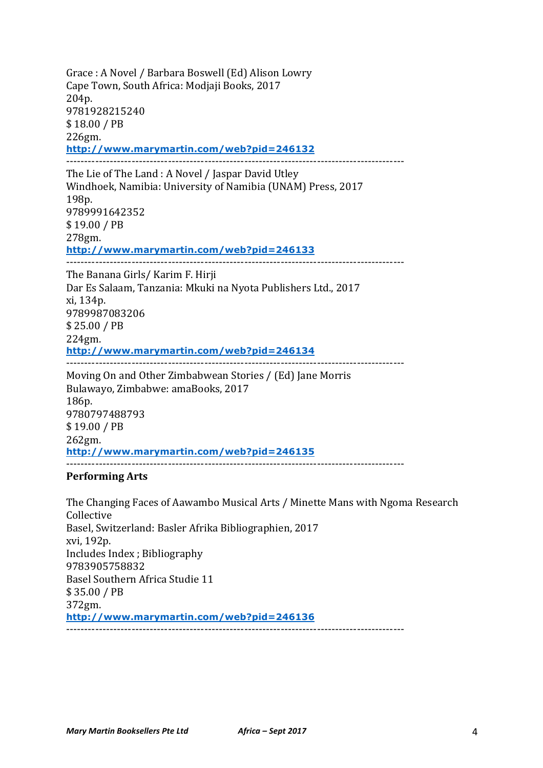Grace : A Novel / Barbara Boswell (Ed) Alison Lowry
Cape Town, South Africa: Modjaji Books, 2017
204p.
9781928215240
$ 18.00 / PB
226gm.
**http://www.marymartin.com/web?pid=246132**

---

The Lie of The Land : A Novel / Jaspar David Utley
Windhoek, Namibia: University of Namibia (UNAM) Press, 2017
198p.
9789991642352
$ 19.00 / PB
278gm.
**http://www.marymartin.com/web?pid=246133**

---

The Banana Girls/ Karim F. Hirji
Dar Es Salaam, Tanzania: Mkuki na Nyota Publishers Ltd., 2017
xi, 134p.
9789987083206
$ 25.00 / PB
224gm.
**http://www.marymartin.com/web?pid=246134**

---

Moving On and Other Zimbabwean Stories / (Ed) Jane Morris
Bulawayo, Zimbabwe: amaBooks, 2017
186p.
9780797488793
$ 19.00 / PB
262gm.
**http://www.marymartin.com/web?pid=246135**

---

**Performing Arts**

The Changing Faces of Aawambo Musical Arts / Minette Mans with Ngoma Research Collective
Basel, Switzerland: Basler Afrika Bibliographien, 2017
xvi, 192p.
Includes Index ; Bibliography
9783905758832
Basel Southern Africa Studie 11
$ 35.00 / PB
372gm.
**http://www.marymartin.com/web?pid=246136**

---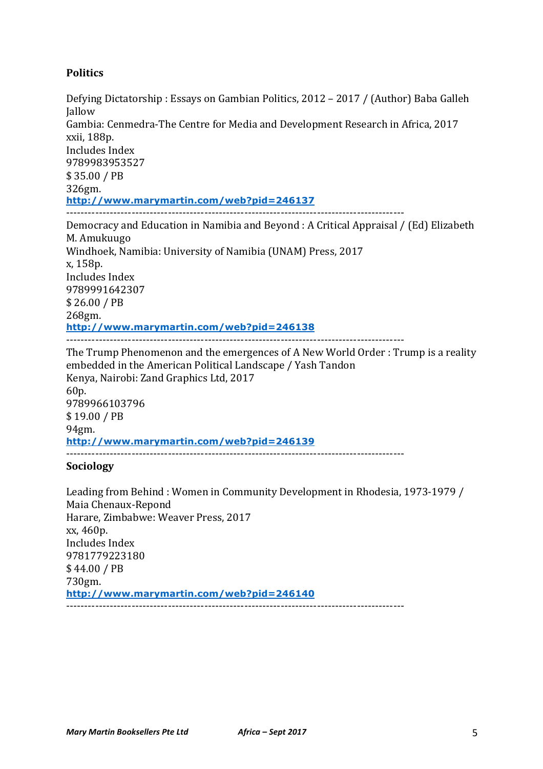## Politics

Defying Dictatorship : Essays on Gambian Politics, 2012 – 2017 / (Author) Baba Galleh Jallow
Gambia: Cenmedra-The Centre for Media and Development Research in Africa, 2017
xxii, 188p.
Includes Index
9789983953527
$ 35.00 / PB
326gm.
**http://www.marymartin.com/web?pid=246137**

---

Democracy and Education in Namibia and Beyond : A Critical Appraisal / (Ed) Elizabeth M. Amukuugo
Windhoek, Namibia: University of Namibia (UNAM) Press, 2017
x, 158p.
Includes Index
9789991642307
$ 26.00 / PB
268gm.
**http://www.marymartin.com/web?pid=246138**

---

The Trump Phenomenon and the emergences of A New World Order : Trump is a reality embedded in the American Political Landscape / Yash Tandon
Kenya, Nairobi: Zand Graphics Ltd, 2017
60p.
9789966103796
$ 19.00 / PB
94gm.
**http://www.marymartin.com/web?pid=246139**

---

## Sociology

Leading from Behind : Women in Community Development in Rhodesia, 1973-1979 / Maia Chenaux-Repond
Harare, Zimbabwe: Weaver Press, 2017
xx, 460p.
Includes Index
9781779223180
$ 44.00 / PB
730gm.
**http://www.marymartin.com/web?pid=246140**

---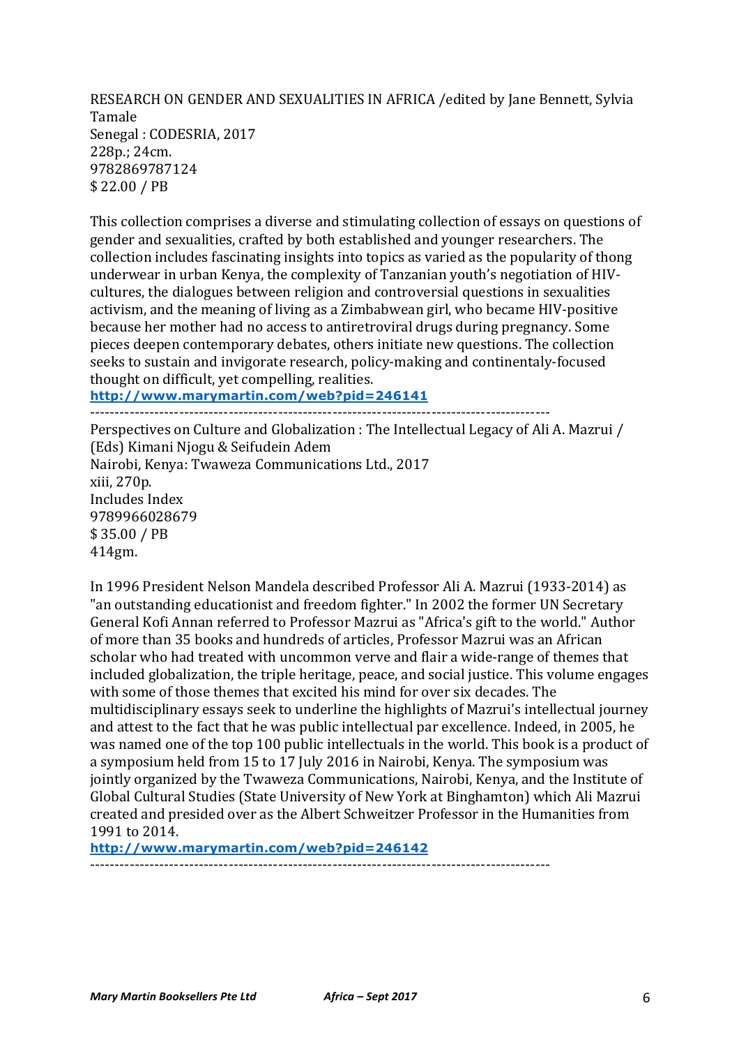RESEARCH ON GENDER AND SEXUALITIES IN AFRICA /edited by Jane Bennett, Sylvia Tamale
Senegal : CODESRIA, 2017
228p.; 24cm.
9782869787124
$ 22.00 / PB

This collection comprises a diverse and stimulating collection of essays on questions of gender and sexualities, crafted by both established and younger researchers. The collection includes fascinating insights into topics as varied as the popularity of thong underwear in urban Kenya, the complexity of Tanzanian youth's negotiation of HIV-cultures, the dialogues between religion and controversial questions in sexualities activism, and the meaning of living as a Zimbabwean girl, who became HIV-positive because her mother had no access to antiretroviral drugs during pregnancy. Some pieces deepen contemporary debates, others initiate new questions. The collection seeks to sustain and invigorate research, policy-making and continentaly-focused thought on difficult, yet compelling, realities.
[http://www.marymartin.com/web?pid=246141](http://www.marymartin.com/web?pid=246141)

---

Perspectives on Culture and Globalization : The Intellectual Legacy of Ali A. Mazrui / (Eds) Kimani Njogu & Seifudein Adem
Nairobi, Kenya: Twaweza Communications Ltd., 2017
xiii, 270p.
Includes Index
9789966028679
$ 35.00 / PB
414gm.

In 1996 President Nelson Mandela described Professor Ali A. Mazrui (1933-2014) as "an outstanding educationist and freedom fighter." In 2002 the former UN Secretary General Kofi Annan referred to Professor Mazrui as "Africa's gift to the world." Author of more than 35 books and hundreds of articles, Professor Mazrui was an African scholar who had treated with uncommon verve and flair a wide-range of themes that included globalization, the triple heritage, peace, and social justice. This volume engages with some of those themes that excited his mind for over six decades. The multidisciplinary essays seek to underline the highlights of Mazrui's intellectual journey and attest to the fact that he was public intellectual par excellence. Indeed, in 2005, he was named one of the top 100 public intellectuals in the world. This book is a product of a symposium held from 15 to 17 July 2016 in Nairobi, Kenya. The symposium was jointly organized by the Twaweza Communications, Nairobi, Kenya, and the Institute of Global Cultural Studies (State University of New York at Binghamton) which Ali Mazrui created and presided over as the Albert Schweitzer Professor in the Humanities from 1991 to 2014.
[http://www.marymartin.com/web?pid=246142](http://www.marymartin.com/web?pid=246142)

---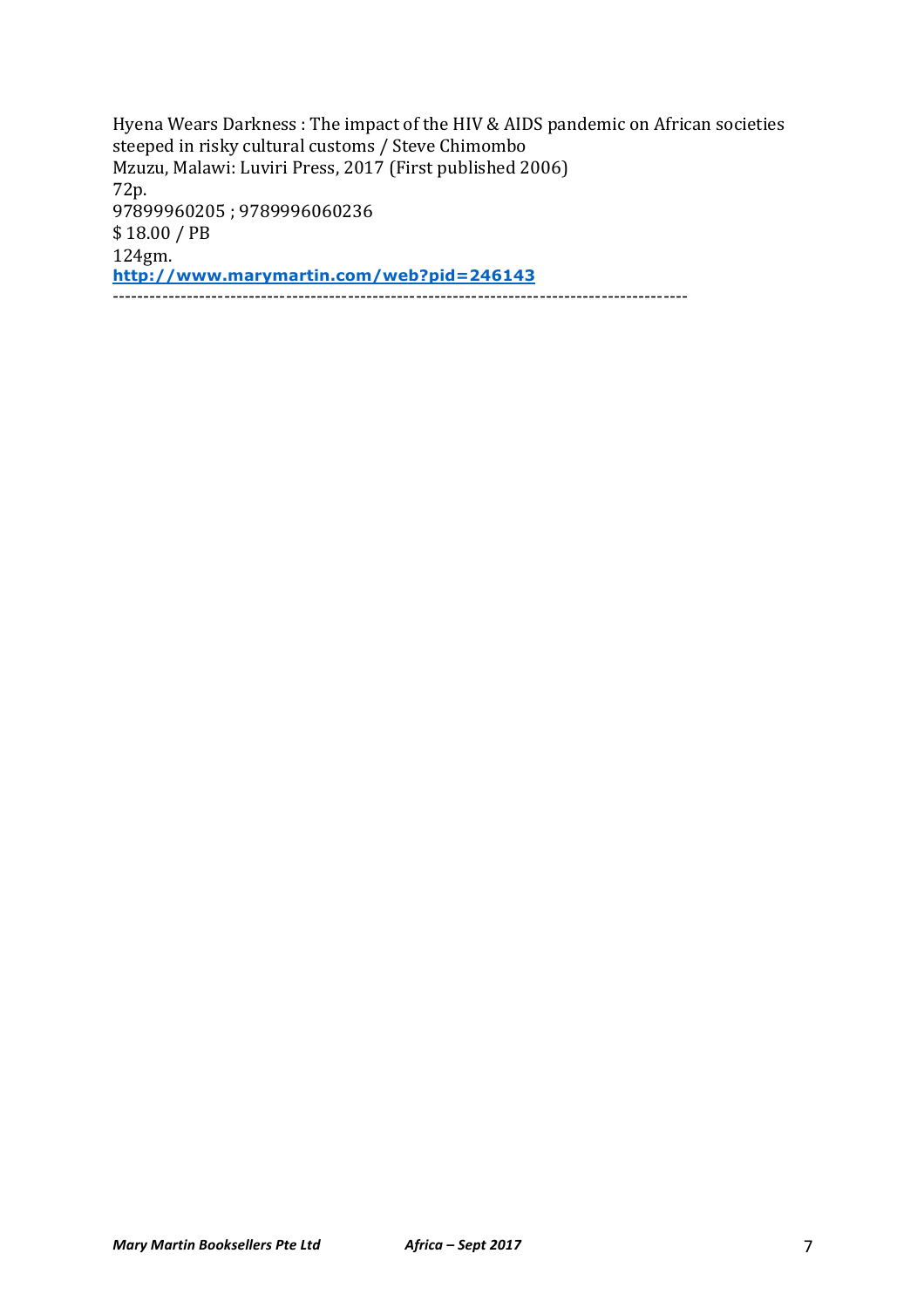Hyena Wears Darkness : The impact of the HIV & AIDS pandemic on African societies steeped in risky cultural customs / Steve Chimombo
Mzuzu, Malawi: Luviri Press, 2017 (First published 2006)
72p.
97899960205 ; 9789996060236
$ 18.00 / PB
124gm.
**http://www.marymartin.com/web?pid=246143**
-------------------------------------------------------------------------------------------